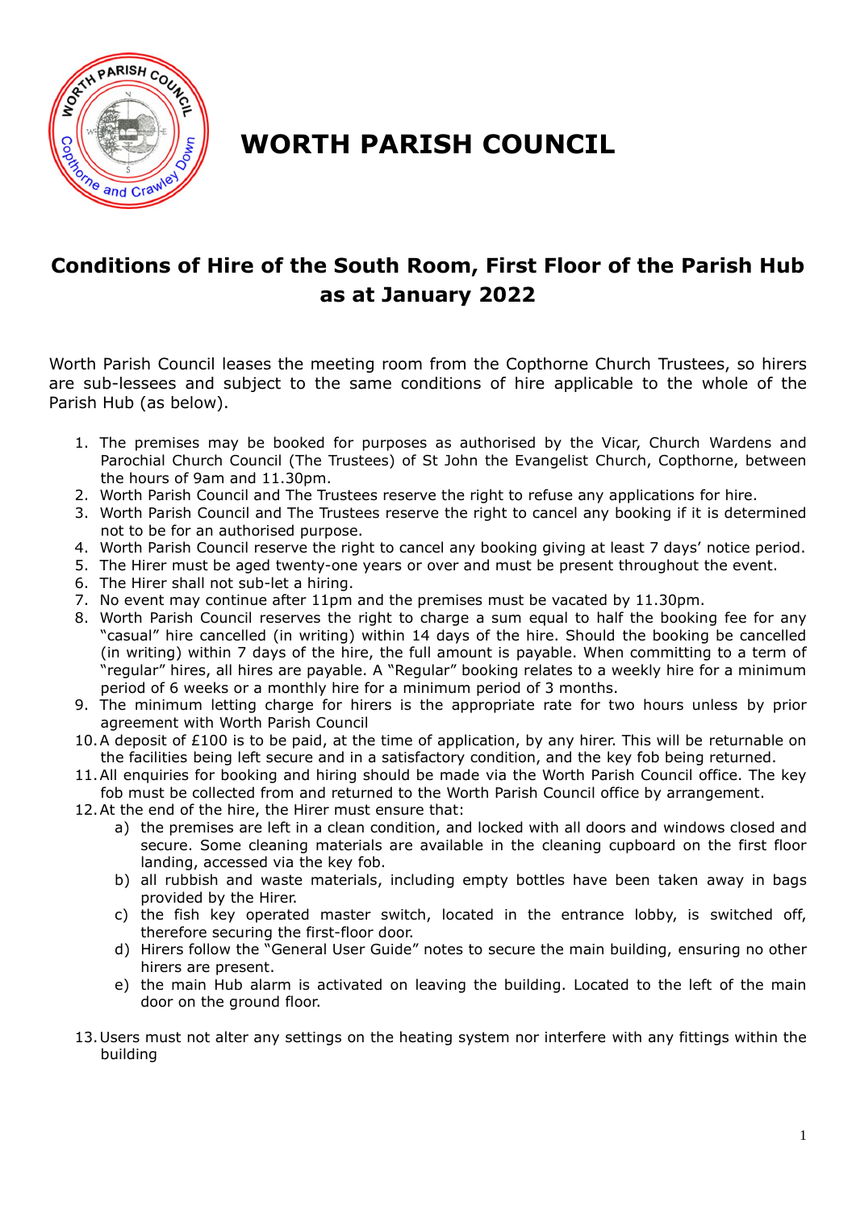# WORTH PARISH COUNCIL

## Conditions of Hire of the South Room, First Floor of the Parish Hub as at January 2022

Worth Parish Council leases the meeting room from the Copthorne Church Trustees, so hirers are sub-lessees and subject to the same conditions of hire applicable to the whole of the Parish Hub (as below).

1. The premises may be booked for purposes as authorised by the Vicar, Church Wardens and Parochial Church Council (The Trustees) of St John the Evangelist Church, Copthorne, between the hours of 9am and 11.30pm.
2. Worth Parish Council and The Trustees reserve the right to refuse any applications for hire.
3. Worth Parish Council and The Trustees reserve the right to cancel any booking if it is determined not to be for an authorised purpose.
4. Worth Parish Council reserve the right to cancel any booking giving at least 7 days' notice period.
5. The Hirer must be aged twenty-one years or over and must be present throughout the event.
6. The Hirer shall not sub-let a hiring.
7. No event may continue after 11pm and the premises must be vacated by 11.30pm.
8. Worth Parish Council reserves the right to charge a sum equal to half the booking fee for any "casual" hire cancelled (in writing) within 14 days of the hire. Should the booking be cancelled (in writing) within 7 days of the hire, the full amount is payable. When committing to a term of "regular" hires, all hires are payable. A "Regular" booking relates to a weekly hire for a minimum period of 6 weeks or a monthly hire for a minimum period of 3 months.
9. The minimum letting charge for hirers is the appropriate rate for two hours unless by prior agreement with Worth Parish Council
10. A deposit of £100 is to be paid, at the time of application, by any hirer. This will be returnable on the facilities being left secure and in a satisfactory condition, and the key fob being returned.
11. All enquiries for booking and hiring should be made via the Worth Parish Council office. The key fob must be collected from and returned to the Worth Parish Council office by arrangement.
12. At the end of the hire, the Hirer must ensure that:
    a) the premises are left in a clean condition, and locked with all doors and windows closed and secure. Some cleaning materials are available in the cleaning cupboard on the first floor landing, accessed via the key fob.
    b) all rubbish and waste materials, including empty bottles have been taken away in bags provided by the Hirer.
    c) the fish key operated master switch, located in the entrance lobby, is switched off, therefore securing the first-floor door.
    d) Hirers follow the "General User Guide" notes to secure the main building, ensuring no other hirers are present.
    e) the main Hub alarm is activated on leaving the building. Located to the left of the main door on the ground floor.
13. Users must not alter any settings on the heating system nor interfere with any fittings within the building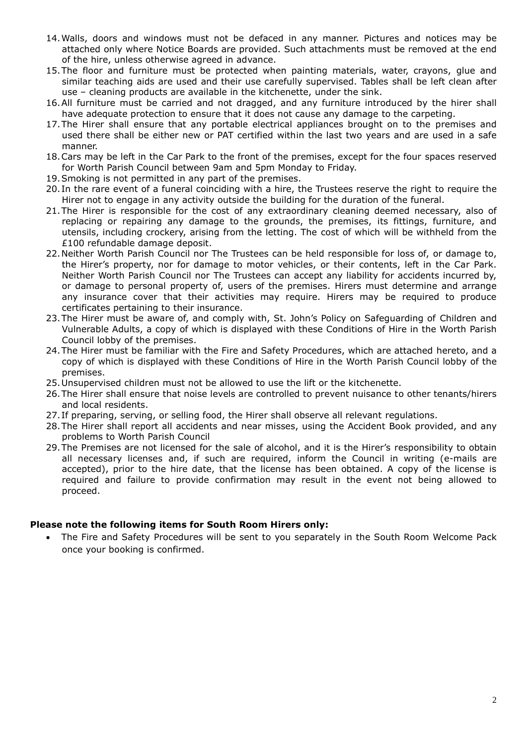14. Walls, doors and windows must not be defaced in any manner. Pictures and notices may be attached only where Notice Boards are provided. Such attachments must be removed at the end of the hire, unless otherwise agreed in advance.
15. The floor and furniture must be protected when painting materials, water, crayons, glue and similar teaching aids are used and their use carefully supervised. Tables shall be left clean after use – cleaning products are available in the kitchenette, under the sink.
16. All furniture must be carried and not dragged, and any furniture introduced by the hirer shall have adequate protection to ensure that it does not cause any damage to the carpeting.
17. The Hirer shall ensure that any portable electrical appliances brought on to the premises and used there shall be either new or PAT certified within the last two years and are used in a safe manner.
18. Cars may be left in the Car Park to the front of the premises, except for the four spaces reserved for Worth Parish Council between 9am and 5pm Monday to Friday.
19. Smoking is not permitted in any part of the premises.
20. In the rare event of a funeral coinciding with a hire, the Trustees reserve the right to require the Hirer not to engage in any activity outside the building for the duration of the funeral.
21. The Hirer is responsible for the cost of any extraordinary cleaning deemed necessary, also of replacing or repairing any damage to the grounds, the premises, its fittings, furniture, and utensils, including crockery, arising from the letting. The cost of which will be withheld from the £100 refundable damage deposit.
22. Neither Worth Parish Council nor The Trustees can be held responsible for loss of, or damage to, the Hirer's property, nor for damage to motor vehicles, or their contents, left in the Car Park. Neither Worth Parish Council nor The Trustees can accept any liability for accidents incurred by, or damage to personal property of, users of the premises. Hirers must determine and arrange any insurance cover that their activities may require. Hirers may be required to produce certificates pertaining to their insurance.
23. The Hirer must be aware of, and comply with, St. John's Policy on Safeguarding of Children and Vulnerable Adults, a copy of which is displayed with these Conditions of Hire in the Worth Parish Council lobby of the premises.
24. The Hirer must be familiar with the Fire and Safety Procedures, which are attached hereto, and a copy of which is displayed with these Conditions of Hire in the Worth Parish Council lobby of the premises.
25. Unsupervised children must not be allowed to use the lift or the kitchenette.
26. The Hirer shall ensure that noise levels are controlled to prevent nuisance to other tenants/hirers and local residents.
27. If preparing, serving, or selling food, the Hirer shall observe all relevant regulations.
28. The Hirer shall report all accidents and near misses, using the Accident Book provided, and any problems to Worth Parish Council
29. The Premises are not licensed for the sale of alcohol, and it is the Hirer's responsibility to obtain all necessary licenses and, if such are required, inform the Council in writing (e-mails are accepted), prior to the hire date, that the license has been obtained. A copy of the license is required and failure to provide confirmation may result in the event not being allowed to proceed.

**Please note the following items for South Room Hirers only:**

- The Fire and Safety Procedures will be sent to you separately in the South Room Welcome Pack once your booking is confirmed.